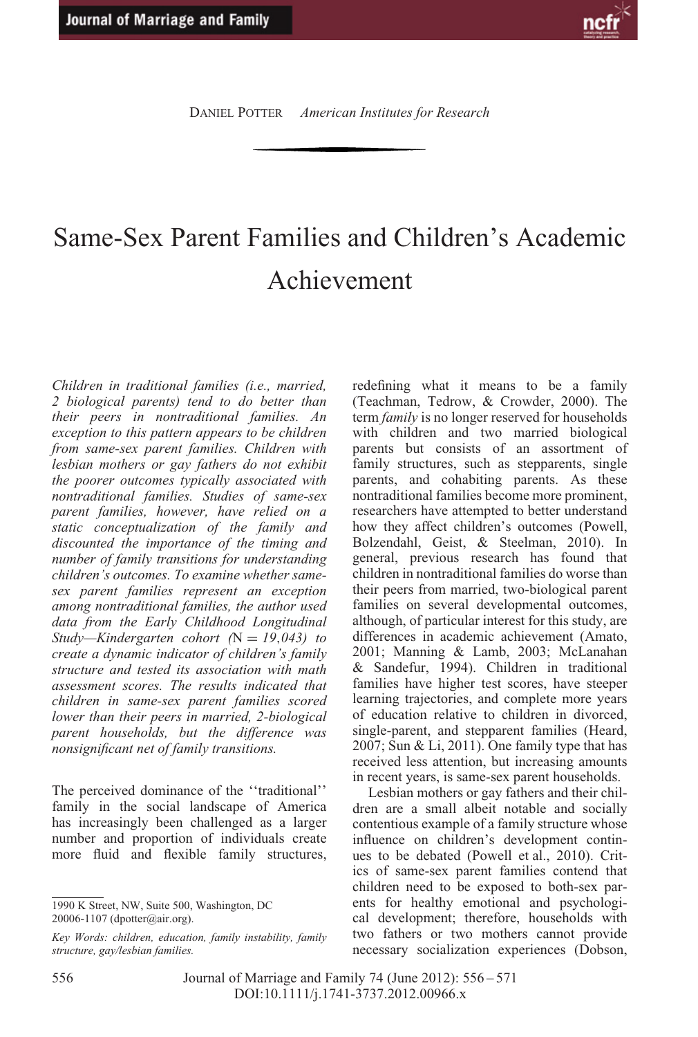Daniel Potter *American Institutes for Research*

# Same-Sex Parent Families and Children's Academic Achievement

*Children in traditional families (i.e., married, 2 biological parents) tend to do better than their peers in nontraditional families. An exception to this pattern appears to be children from same-sex parent families. Children with lesbian mothers or gay fathers do not exhibit the poorer outcomes typically associated with nontraditional families. Studies of same-sex parent families, however, have relied on a static conceptualization of the family and discounted the importance of the timing and number of family transitions for understanding children's outcomes. To examine whether same-sex parent families represent an exception among nontraditional families, the author used data from the Early Childhood Longitudinal Study—Kindergarten cohort (N = 19,043) to create a dynamic indicator of children's family structure and tested its association with math assessment scores. The results indicated that children in same-sex parent families scored lower than their peers in married, 2-biological parent households, but the difference was nonsignificant net of family transitions.*

The perceived dominance of the "traditional" family in the social landscape of America has increasingly been challenged as a larger number and proportion of individuals create more fluid and flexible family structures, redefining what it means to be a family (Teachman, Tedrow, & Crowder, 2000). The term *family* is no longer reserved for households with children and two married biological parents but consists of an assortment of family structures, such as stepparents, single parents, and cohabiting parents. As these nontraditional families become more prominent, researchers have attempted to better understand how they affect children's outcomes (Powell, Bolzendahl, Geist, & Steelman, 2010). In general, previous research has found that children in nontraditional families do worse than their peers from married, two-biological parent families on several developmental outcomes, although, of particular interest for this study, are differences in academic achievement (Amato, 2001; Manning & Lamb, 2003; McLanahan & Sandefur, 1994). Children in traditional families have higher test scores, have steeper learning trajectories, and complete more years of education relative to children in divorced, single-parent, and stepparent families (Heard, 2007; Sun & Li, 2011). One family type that has received less attention, but increasing amounts in recent years, is same-sex parent households.

Lesbian mothers or gay fathers and their children are a small albeit notable and socially contentious example of a family structure whose influence on children's development continues to be debated (Powell et al., 2010). Critics of same-sex parent families contend that children need to be exposed to both-sex parents for healthy emotional and psychological development; therefore, households with two fathers or two mothers cannot provide necessary socialization experiences (Dobson,

1990 K Street, NW, Suite 500, Washington, DC 20006-1107 (dpotter@air.org).

*Key Words: children, education, family instability, family structure, gay/lesbian families.*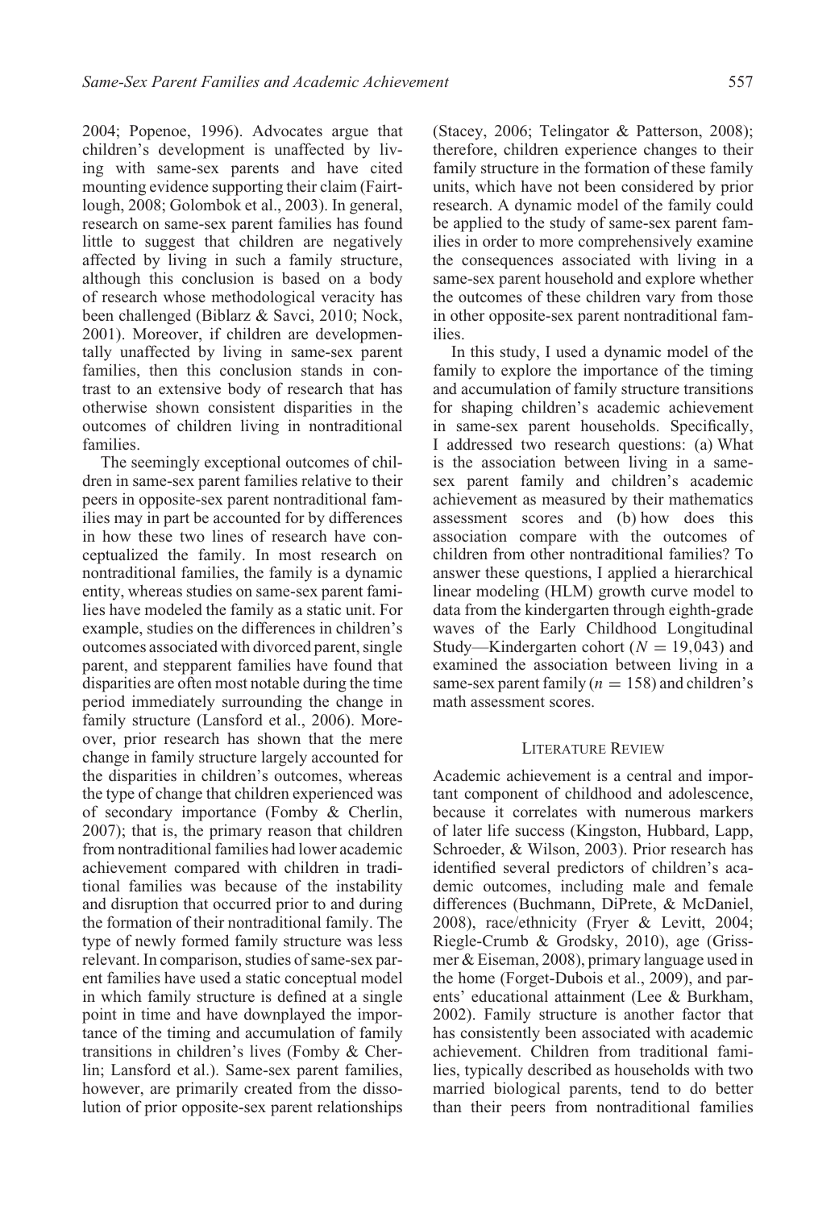2004; Popenoe, 1996). Advocates argue that children's development is unaffected by living with same-sex parents and have cited mounting evidence supporting their claim (Fairtlough, 2008; Golombok et al., 2003). In general, research on same-sex parent families has found little to suggest that children are negatively affected by living in such a family structure, although this conclusion is based on a body of research whose methodological veracity has been challenged (Biblarz & Savci, 2010; Nock, 2001). Moreover, if children are developmentally unaffected by living in same-sex parent families, then this conclusion stands in contrast to an extensive body of research that has otherwise shown consistent disparities in the outcomes of children living in nontraditional families.

The seemingly exceptional outcomes of children in same-sex parent families relative to their peers in opposite-sex parent nontraditional families may in part be accounted for by differences in how these two lines of research have conceptualized the family. In most research on nontraditional families, the family is a dynamic entity, whereas studies on same-sex parent families have modeled the family as a static unit. For example, studies on the differences in children's outcomes associated with divorced parent, single parent, and stepparent families have found that disparities are often most notable during the time period immediately surrounding the change in family structure (Lansford et al., 2006). Moreover, prior research has shown that the mere change in family structure largely accounted for the disparities in children's outcomes, whereas the type of change that children experienced was of secondary importance (Fomby & Cherlin, 2007); that is, the primary reason that children from nontraditional families had lower academic achievement compared with children in traditional families was because of the instability and disruption that occurred prior to and during the formation of their nontraditional family. The type of newly formed family structure was less relevant. In comparison, studies of same-sex parent families have used a static conceptual model in which family structure is defined at a single point in time and have downplayed the importance of the timing and accumulation of family transitions in children's lives (Fomby & Cherlin; Lansford et al.). Same-sex parent families, however, are primarily created from the dissolution of prior opposite-sex parent relationships (Stacey, 2006; Telingator & Patterson, 2008); therefore, children experience changes to their family structure in the formation of these family units, which have not been considered by prior research. A dynamic model of the family could be applied to the study of same-sex parent families in order to more comprehensively examine the consequences associated with living in a same-sex parent household and explore whether the outcomes of these children vary from those in other opposite-sex parent nontraditional families.

In this study, I used a dynamic model of the family to explore the importance of the timing and accumulation of family structure transitions for shaping children's academic achievement in same-sex parent households. Specifically, I addressed two research questions: (a) What is the association between living in a same-sex parent family and children's academic achievement as measured by their mathematics assessment scores and (b) how does this association compare with the outcomes of children from other nontraditional families? To answer these questions, I applied a hierarchical linear modeling (HLM) growth curve model to data from the kindergarten through eighth-grade waves of the Early Childhood Longitudinal Study—Kindergarten cohort ($N = 19{,}043$) and examined the association between living in a same-sex parent family ($n = 158$) and children's math assessment scores.

## Literature Review

Academic achievement is a central and important component of childhood and adolescence, because it correlates with numerous markers of later life success (Kingston, Hubbard, Lapp, Schroeder, & Wilson, 2003). Prior research has identified several predictors of children's academic outcomes, including male and female differences (Buchmann, DiPrete, & McDaniel, 2008), race/ethnicity (Fryer & Levitt, 2004; Riegle-Crumb & Grodsky, 2010), age (Grissmer & Eiseman, 2008), primary language used in the home (Forget-Dubois et al., 2009), and parents' educational attainment (Lee & Burkham, 2002). Family structure is another factor that has consistently been associated with academic achievement. Children from traditional families, typically described as households with two married biological parents, tend to do better than their peers from nontraditional families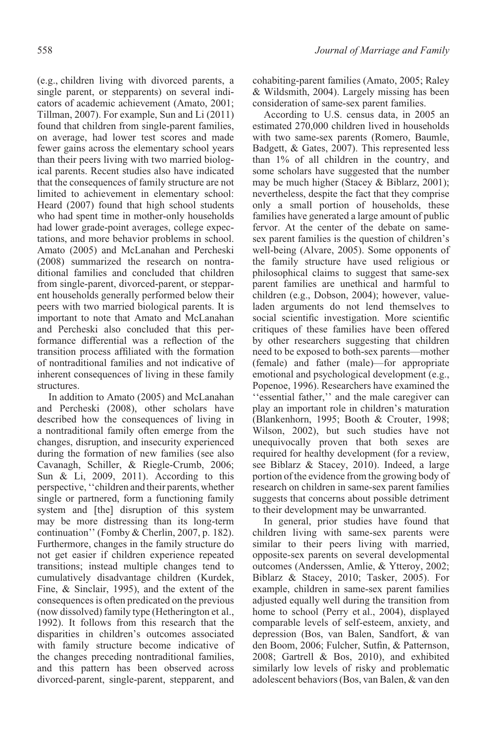(e.g., children living with divorced parents, a single parent, or stepparents) on several indicators of academic achievement (Amato, 2001; Tillman, 2007). For example, Sun and Li (2011) found that children from single-parent families, on average, had lower test scores and made fewer gains across the elementary school years than their peers living with two married biological parents. Recent studies also have indicated that the consequences of family structure are not limited to achievement in elementary school: Heard (2007) found that high school students who had spent time in mother-only households had lower grade-point averages, college expectations, and more behavior problems in school. Amato (2005) and McLanahan and Percheski (2008) summarized the research on nontraditional families and concluded that children from single-parent, divorced-parent, or stepparent households generally performed below their peers with two married biological parents. It is important to note that Amato and McLanahan and Percheski also concluded that this performance differential was a reflection of the transition process affiliated with the formation of nontraditional families and not indicative of inherent consequences of living in these family structures.

In addition to Amato (2005) and McLanahan and Percheski (2008), other scholars have described how the consequences of living in a nontraditional family often emerge from the changes, disruption, and insecurity experienced during the formation of new families (see also Cavanagh, Schiller, & Riegle-Crumb, 2006; Sun & Li, 2009, 2011). According to this perspective, ''children and their parents, whether single or partnered, form a functioning family system and [the] disruption of this system may be more distressing than its long-term continuation'' (Fomby & Cherlin, 2007, p. 182). Furthermore, changes in the family structure do not get easier if children experience repeated transitions; instead multiple changes tend to cumulatively disadvantage children (Kurdek, Fine, & Sinclair, 1995), and the extent of the consequences is often predicated on the previous (now dissolved) family type (Hetherington et al., 1992). It follows from this research that the disparities in children's outcomes associated with family structure become indicative of the changes preceding nontraditional families, and this pattern has been observed across divorced-parent, single-parent, stepparent, and cohabiting-parent families (Amato, 2005; Raley & Wildsmith, 2004). Largely missing has been consideration of same-sex parent families.

According to U.S. census data, in 2005 an estimated 270,000 children lived in households with two same-sex parents (Romero, Baumle, Badgett, & Gates, 2007). This represented less than 1% of all children in the country, and some scholars have suggested that the number may be much higher (Stacey & Biblarz, 2001); nevertheless, despite the fact that they comprise only a small portion of households, these families have generated a large amount of public fervor. At the center of the debate on same-sex parent families is the question of children's well-being (Alvare, 2005). Some opponents of the family structure have used religious or philosophical claims to suggest that same-sex parent families are unethical and harmful to children (e.g., Dobson, 2004); however, value-laden arguments do not lend themselves to social scientific investigation. More scientific critiques of these families have been offered by other researchers suggesting that children need to be exposed to both-sex parents—mother (female) and father (male)—for appropriate emotional and psychological development (e.g., Popenoe, 1996). Researchers have examined the ''essential father,'' and the male caregiver can play an important role in children's maturation (Blankenhorn, 1995; Booth & Crouter, 1998; Wilson, 2002), but such studies have not unequivocally proven that both sexes are required for healthy development (for a review, see Biblarz & Stacey, 2010). Indeed, a large portion of the evidence from the growing body of research on children in same-sex parent families suggests that concerns about possible detriment to their development may be unwarranted.

In general, prior studies have found that children living with same-sex parents were similar to their peers living with married, opposite-sex parents on several developmental outcomes (Anderssen, Amlie, & Ytteroy, 2002; Biblarz & Stacey, 2010; Tasker, 2005). For example, children in same-sex parent families adjusted equally well during the transition from home to school (Perry et al., 2004), displayed comparable levels of self-esteem, anxiety, and depression (Bos, van Balen, Sandfort, & van den Boom, 2006; Fulcher, Sutfin, & Patternson, 2008; Gartrell & Bos, 2010), and exhibited similarly low levels of risky and problematic adolescent behaviors (Bos, van Balen, & van den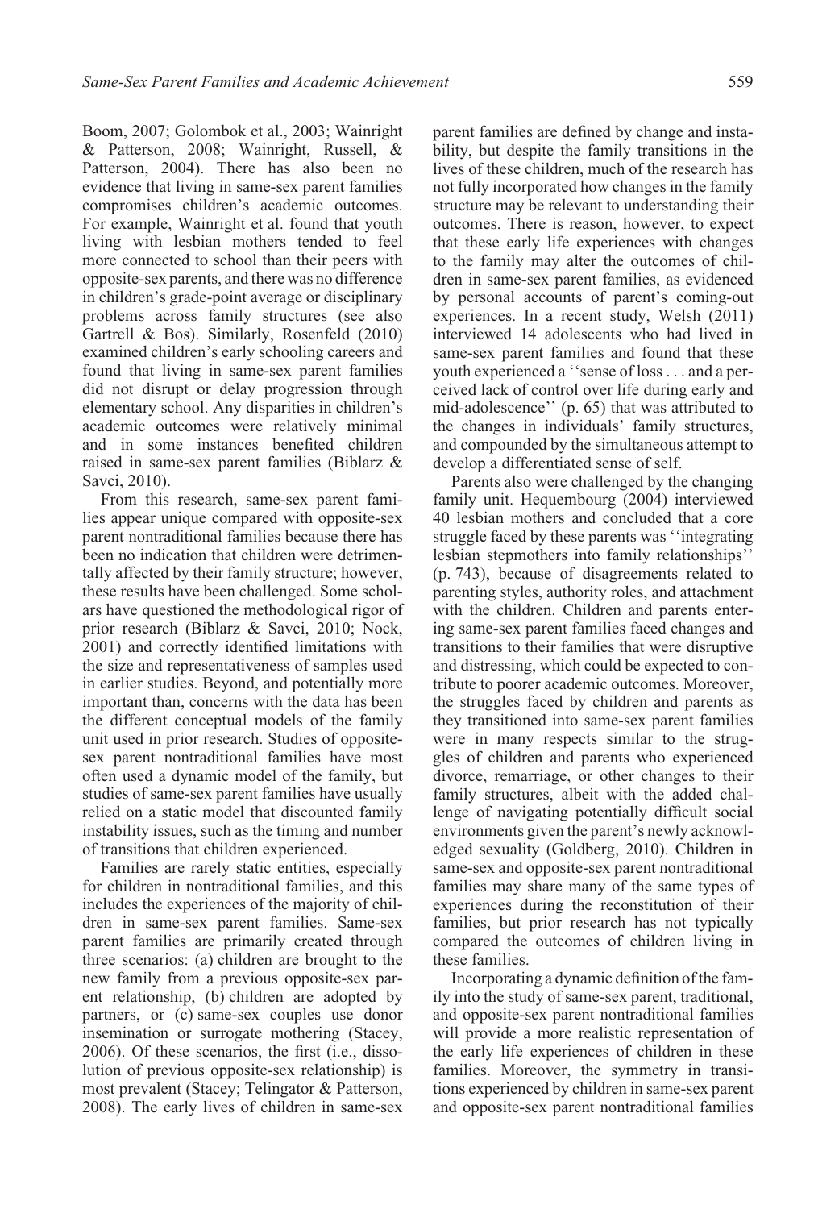Boom, 2007; Golombok et al., 2003; Wainright & Patterson, 2008; Wainright, Russell, & Patterson, 2004). There has also been no evidence that living in same-sex parent families compromises children's academic outcomes. For example, Wainright et al. found that youth living with lesbian mothers tended to feel more connected to school than their peers with opposite-sex parents, and there was no difference in children's grade-point average or disciplinary problems across family structures (see also Gartrell & Bos). Similarly, Rosenfeld (2010) examined children's early schooling careers and found that living in same-sex parent families did not disrupt or delay progression through elementary school. Any disparities in children's academic outcomes were relatively minimal and in some instances benefited children raised in same-sex parent families (Biblarz & Savci, 2010).

From this research, same-sex parent families appear unique compared with opposite-sex parent nontraditional families because there has been no indication that children were detrimentally affected by their family structure; however, these results have been challenged. Some scholars have questioned the methodological rigor of prior research (Biblarz & Savci, 2010; Nock, 2001) and correctly identified limitations with the size and representativeness of samples used in earlier studies. Beyond, and potentially more important than, concerns with the data has been the different conceptual models of the family unit used in prior research. Studies of opposite-sex parent nontraditional families have most often used a dynamic model of the family, but studies of same-sex parent families have usually relied on a static model that discounted family instability issues, such as the timing and number of transitions that children experienced.

Families are rarely static entities, especially for children in nontraditional families, and this includes the experiences of the majority of children in same-sex parent families. Same-sex parent families are primarily created through three scenarios: (a) children are brought to the new family from a previous opposite-sex parent relationship, (b) children are adopted by partners, or (c) same-sex couples use donor insemination or surrogate mothering (Stacey, 2006). Of these scenarios, the first (i.e., dissolution of previous opposite-sex relationship) is most prevalent (Stacey; Telingator & Patterson, 2008). The early lives of children in same-sex parent families are defined by change and instability, but despite the family transitions in the lives of these children, much of the research has not fully incorporated how changes in the family structure may be relevant to understanding their outcomes. There is reason, however, to expect that these early life experiences with changes to the family may alter the outcomes of children in same-sex parent families, as evidenced by personal accounts of parent's coming-out experiences. In a recent study, Welsh (2011) interviewed 14 adolescents who had lived in same-sex parent families and found that these youth experienced a ''sense of loss . . . and a perceived lack of control over life during early and mid-adolescence'' (p. 65) that was attributed to the changes in individuals' family structures, and compounded by the simultaneous attempt to develop a differentiated sense of self.

Parents also were challenged by the changing family unit. Hequembourg (2004) interviewed 40 lesbian mothers and concluded that a core struggle faced by these parents was ''integrating lesbian stepmothers into family relationships'' (p. 743), because of disagreements related to parenting styles, authority roles, and attachment with the children. Children and parents entering same-sex parent families faced changes and transitions to their families that were disruptive and distressing, which could be expected to contribute to poorer academic outcomes. Moreover, the struggles faced by children and parents as they transitioned into same-sex parent families were in many respects similar to the struggles of children and parents who experienced divorce, remarriage, or other changes to their family structures, albeit with the added challenge of navigating potentially difficult social environments given the parent's newly acknowledged sexuality (Goldberg, 2010). Children in same-sex and opposite-sex parent nontraditional families may share many of the same types of experiences during the reconstitution of their families, but prior research has not typically compared the outcomes of children living in these families.

Incorporating a dynamic definition of the family into the study of same-sex parent, traditional, and opposite-sex parent nontraditional families will provide a more realistic representation of the early life experiences of children in these families. Moreover, the symmetry in transitions experienced by children in same-sex parent and opposite-sex parent nontraditional families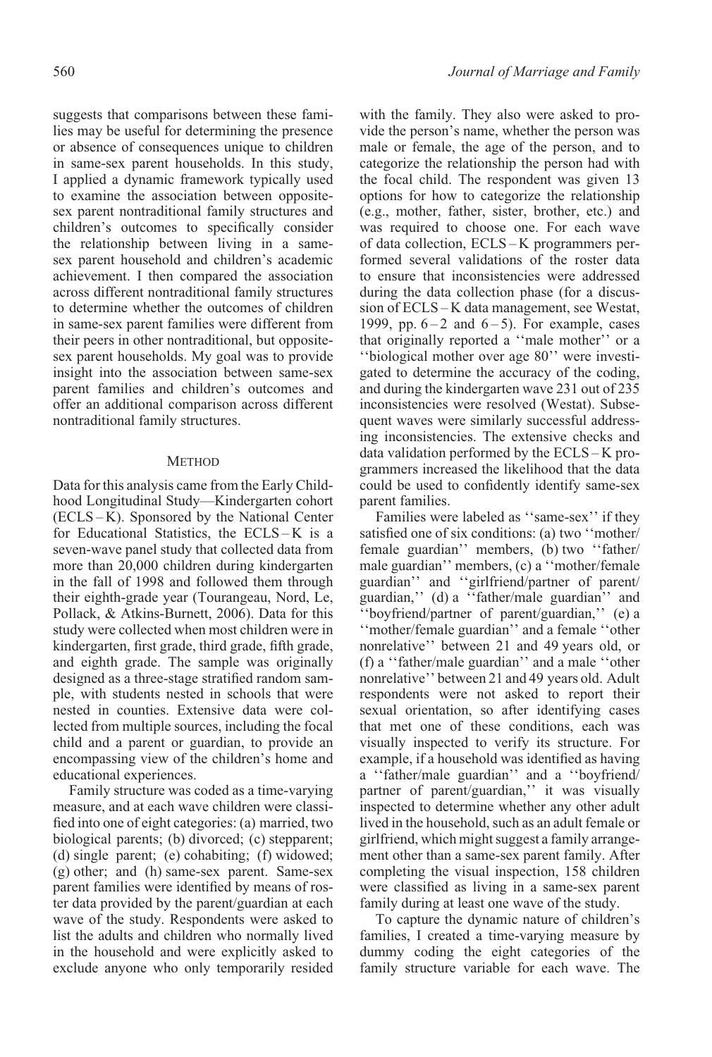suggests that comparisons between these families may be useful for determining the presence or absence of consequences unique to children in same-sex parent households. In this study, I applied a dynamic framework typically used to examine the association between opposite-sex parent nontraditional family structures and children's outcomes to specifically consider the relationship between living in a same-sex parent household and children's academic achievement. I then compared the association across different nontraditional family structures to determine whether the outcomes of children in same-sex parent families were different from their peers in other nontraditional, but opposite-sex parent households. My goal was to provide insight into the association between same-sex parent families and children's outcomes and offer an additional comparison across different nontraditional family structures.

## Method

Data for this analysis came from the Early Childhood Longitudinal Study—Kindergarten cohort (ECLS – K). Sponsored by the National Center for Educational Statistics, the ECLS – K is a seven-wave panel study that collected data from more than 20,000 children during kindergarten in the fall of 1998 and followed them through their eighth-grade year (Tourangeau, Nord, Le, Pollack, & Atkins-Burnett, 2006). Data for this study were collected when most children were in kindergarten, first grade, third grade, fifth grade, and eighth grade. The sample was originally designed as a three-stage stratified random sample, with students nested in schools that were nested in counties. Extensive data were collected from multiple sources, including the focal child and a parent or guardian, to provide an encompassing view of the children's home and educational experiences.

Family structure was coded as a time-varying measure, and at each wave children were classified into one of eight categories: (a) married, two biological parents; (b) divorced; (c) stepparent; (d) single parent; (e) cohabiting; (f) widowed; (g) other; and (h) same-sex parent. Same-sex parent families were identified by means of roster data provided by the parent/guardian at each wave of the study. Respondents were asked to list the adults and children who normally lived in the household and were explicitly asked to exclude anyone who only temporarily resided with the family. They also were asked to provide the person's name, whether the person was male or female, the age of the person, and to categorize the relationship the person had with the focal child. The respondent was given 13 options for how to categorize the relationship (e.g., mother, father, sister, brother, etc.) and was required to choose one. For each wave of data collection, ECLS – K programmers performed several validations of the roster data to ensure that inconsistencies were addressed during the data collection phase (for a discussion of ECLS – K data management, see Westat, 1999, pp. 6 – 2 and 6 – 5). For example, cases that originally reported a ''male mother'' or a ''biological mother over age 80'' were investigated to determine the accuracy of the coding, and during the kindergarten wave 231 out of 235 inconsistencies were resolved (Westat). Subsequent waves were similarly successful addressing inconsistencies. The extensive checks and data validation performed by the ECLS – K programmers increased the likelihood that the data could be used to confidently identify same-sex parent families.

Families were labeled as ''same-sex'' if they satisfied one of six conditions: (a) two ''mother/female guardian'' members, (b) two ''father/male guardian'' members, (c) a ''mother/female guardian'' and ''girlfriend/partner of parent/guardian,'' (d) a ''father/male guardian'' and ''boyfriend/partner of parent/guardian,'' (e) a ''mother/female guardian'' and a female ''other nonrelative'' between 21 and 49 years old, or (f) a ''father/male guardian'' and a male ''other nonrelative'' between 21 and 49 years old. Adult respondents were not asked to report their sexual orientation, so after identifying cases that met one of these conditions, each was visually inspected to verify its structure. For example, if a household was identified as having a ''father/male guardian'' and a ''boyfriend/partner of parent/guardian,'' it was visually inspected to determine whether any other adult lived in the household, such as an adult female or girlfriend, which might suggest a family arrangement other than a same-sex parent family. After completing the visual inspection, 158 children were classified as living in a same-sex parent family during at least one wave of the study.

To capture the dynamic nature of children's families, I created a time-varying measure by dummy coding the eight categories of the family structure variable for each wave. The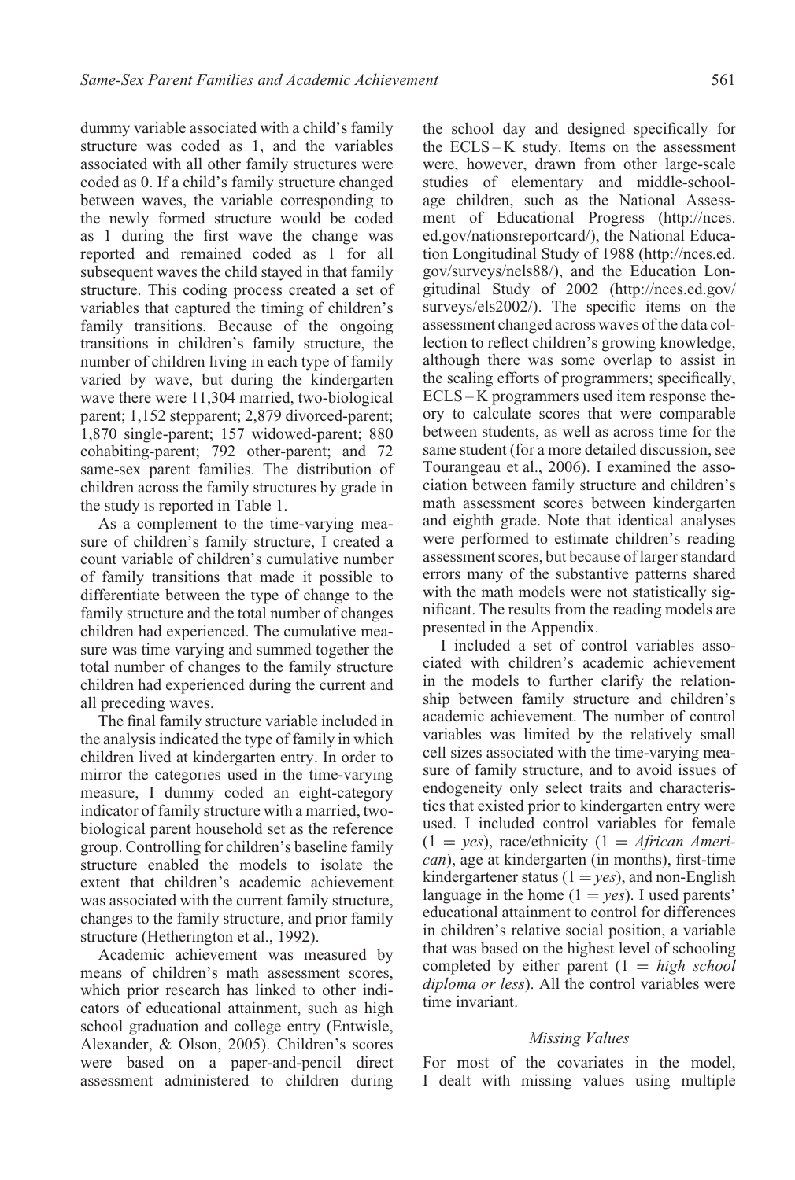dummy variable associated with a child's family structure was coded as 1, and the variables associated with all other family structures were coded as 0. If a child's family structure changed between waves, the variable corresponding to the newly formed structure would be coded as 1 during the first wave the change was reported and remained coded as 1 for all subsequent waves the child stayed in that family structure. This coding process created a set of variables that captured the timing of children's family transitions. Because of the ongoing transitions in children's family structure, the number of children living in each type of family varied by wave, but during the kindergarten wave there were 11,304 married, two-biological parent; 1,152 stepparent; 2,879 divorced-parent; 1,870 single-parent; 157 widowed-parent; 880 cohabiting-parent; 792 other-parent; and 72 same-sex parent families. The distribution of children across the family structures by grade in the study is reported in Table 1.

As a complement to the time-varying measure of children's family structure, I created a count variable of children's cumulative number of family transitions that made it possible to differentiate between the type of change to the family structure and the total number of changes children had experienced. The cumulative measure was time varying and summed together the total number of changes to the family structure children had experienced during the current and all preceding waves.

The final family structure variable included in the analysis indicated the type of family in which children lived at kindergarten entry. In order to mirror the categories used in the time-varying measure, I dummy coded an eight-category indicator of family structure with a married, two-biological parent household set as the reference group. Controlling for children's baseline family structure enabled the models to isolate the extent that children's academic achievement was associated with the current family structure, changes to the family structure, and prior family structure (Hetherington et al., 1992).

Academic achievement was measured by means of children's math assessment scores, which prior research has linked to other indicators of educational attainment, such as high school graduation and college entry (Entwisle, Alexander, & Olson, 2005). Children's scores were based on a paper-and-pencil direct assessment administered to children during the school day and designed specifically for the ECLS – K study. Items on the assessment were, however, drawn from other large-scale studies of elementary and middle-school-age children, such as the National Assessment of Educational Progress (http://nces.ed.gov/nationsreportcard/), the National Education Longitudinal Study of 1988 (http://nces.ed.gov/surveys/nels88/), and the Education Longitudinal Study of 2002 (http://nces.ed.gov/surveys/els2002/). The specific items on the assessment changed across waves of the data collection to reflect children's growing knowledge, although there was some overlap to assist in the scaling efforts of programmers; specifically, ECLS – K programmers used item response theory to calculate scores that were comparable between students, as well as across time for the same student (for a more detailed discussion, see Tourangeau et al., 2006). I examined the association between family structure and children's math assessment scores between kindergarten and eighth grade. Note that identical analyses were performed to estimate children's reading assessment scores, but because of larger standard errors many of the substantive patterns shared with the math models were not statistically significant. The results from the reading models are presented in the Appendix.

I included a set of control variables associated with children's academic achievement in the models to further clarify the relationship between family structure and children's academic achievement. The number of control variables was limited by the relatively small cell sizes associated with the time-varying measure of family structure, and to avoid issues of endogeneity only select traits and characteristics that existed prior to kindergarten entry were used. I included control variables for female (1 = *yes*), race/ethnicity (1 = *African American*), age at kindergarten (in months), first-time kindergartener status (1 = *yes*), and non-English language in the home (1 = *yes*). I used parents' educational attainment to control for differences in children's relative social position, a variable that was based on the highest level of schooling completed by either parent (1 = *high school diploma or less*). All the control variables were time invariant.

### *Missing Values*

For most of the covariates in the model, I dealt with missing values using multiple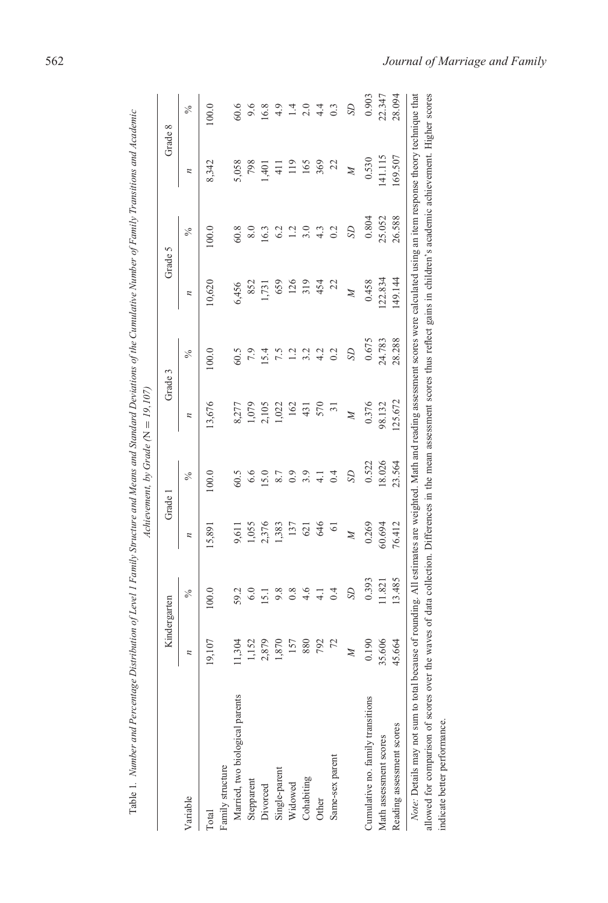Table 1. *Number and Percentage Distribution of Level 1 Family Structure and Means and Standard Deviations of the Cumulative Number of Family Transitions and Academic Achievement, by Grade (N = 19,107)*

| Variable | Kindergarten | | Grade 1 | | Grade 3 | | Grade 5 | | Grade 8 | |
|---|---|---|---|---|---|---|---|---|---|---|
| | *n* | % | *n* | % | *n* | % | *n* | % | *n* | % |
| Total | 19,107 | 100.0 | 15,891 | 100.0 | 13,676 | 100.0 | 10,620 | 100.0 | 8,342 | 100.0 |
| Family structure | | | | | | | | | | |
| Married, two biological parents | 11,304 | 59.2 | 9,611 | 60.5 | 8,277 | 60.5 | 6,456 | 60.8 | 5,058 | 60.6 |
| Stepparent | 1,152 | 6.0 | 1,055 | 6.6 | 1,079 | 7.9 | 852 | 8.0 | 798 | 9.6 |
| Divorced | 2,879 | 15.1 | 2,376 | 15.0 | 2,105 | 15.4 | 1,731 | 16.3 | 1,401 | 16.8 |
| Single-parent | 1,870 | 9.8 | 1,383 | 8.7 | 1,022 | 7.5 | 659 | 6.2 | 411 | 4.9 |
| Widowed | 157 | 0.8 | 137 | 0.9 | 162 | 1.2 | 126 | 1.2 | 119 | 1.4 |
| Cohabiting | 880 | 4.6 | 621 | 3.9 | 431 | 3.2 | 319 | 3.0 | 165 | 2.0 |
| Other | 792 | 4.1 | 646 | 4.1 | 570 | 4.2 | 454 | 4.3 | 369 | 4.4 |
| Same-sex parent | 72 | 0.4 | 61 | 0.4 | 31 | 0.2 | 22 | 0.2 | 22 | 0.3 |
| | *M* | *SD* | *M* | *SD* | *M* | *SD* | *M* | *SD* | *M* | *SD* |
| Cumulative no. family transitions | 0.190 | 0.393 | 0.269 | 0.522 | 0.376 | 0.675 | 0.458 | 0.804 | 0.530 | 0.903 |
| Math assessment scores | 35.606 | 11.821 | 60.694 | 18.026 | 98.132 | 24.783 | 122.834 | 25.052 | 141.115 | 22.347 |
| Reading assessment scores | 45.664 | 13.485 | 76.412 | 23.564 | 125.672 | 28.288 | 149.144 | 26.588 | 169.507 | 28.094 |

*Note:* Details may not sum to total because of rounding. All estimates are weighted. Math and reading assessment scores were calculated using an item response theory technique that allowed for comparison of scores over the waves of data collection. Differences in the mean assessment scores thus reflect gains in children's academic achievement. Higher scores indicate better performance.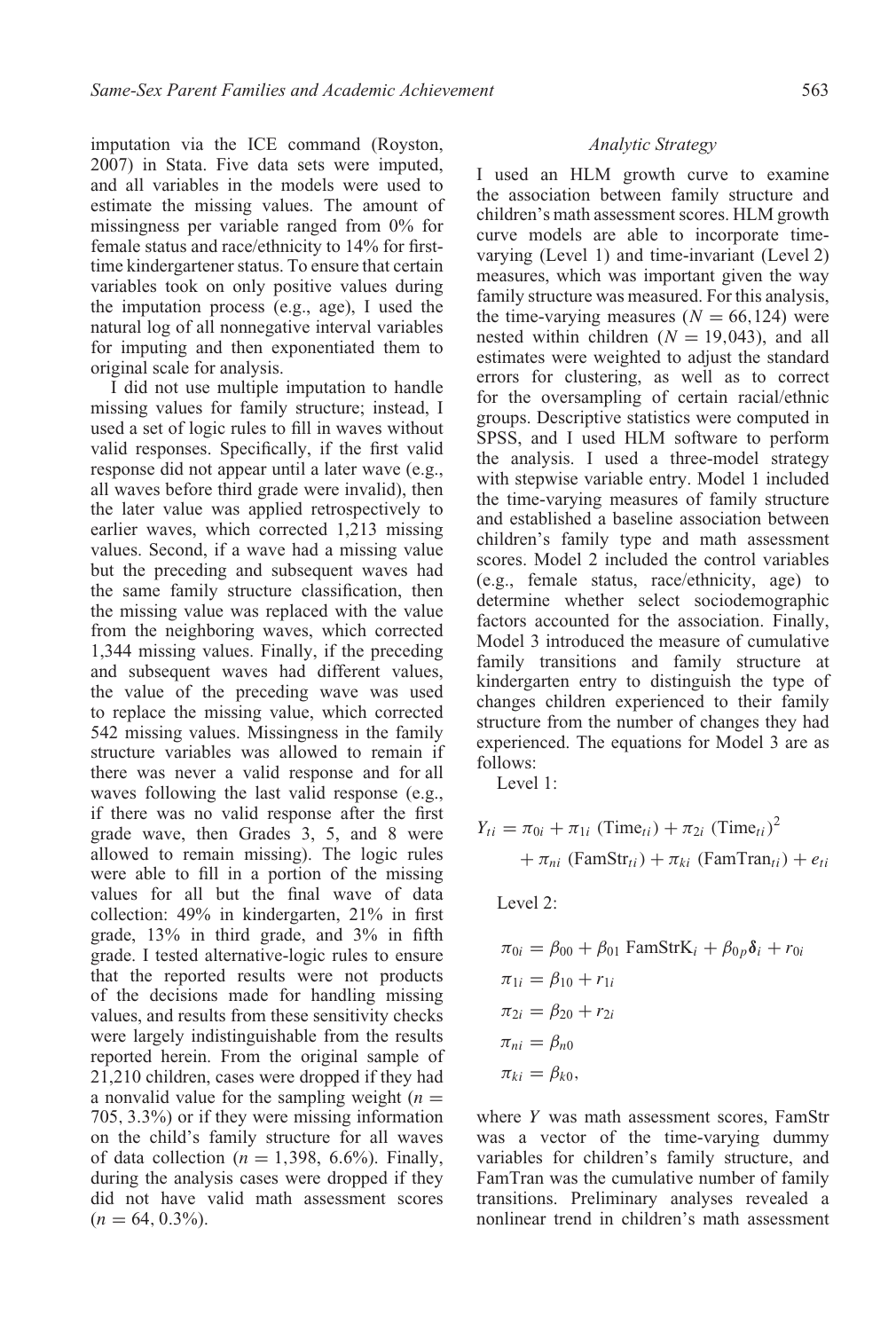imputation via the ICE command (Royston, 2007) in Stata. Five data sets were imputed, and all variables in the models were used to estimate the missing values. The amount of missingness per variable ranged from 0% for female status and race/ethnicity to 14% for first-time kindergartener status. To ensure that certain variables took on only positive values during the imputation process (e.g., age), I used the natural log of all nonnegative interval variables for imputing and then exponentiated them to original scale for analysis.

I did not use multiple imputation to handle missing values for family structure; instead, I used a set of logic rules to fill in waves without valid responses. Specifically, if the first valid response did not appear until a later wave (e.g., all waves before third grade were invalid), then the later value was applied retrospectively to earlier waves, which corrected 1,213 missing values. Second, if a wave had a missing value but the preceding and subsequent waves had the same family structure classification, then the missing value was replaced with the value from the neighboring waves, which corrected 1,344 missing values. Finally, if the preceding and subsequent waves had different values, the value of the preceding wave was used to replace the missing value, which corrected 542 missing values. Missingness in the family structure variables was allowed to remain if there was never a valid response and for all waves following the last valid response (e.g., if there was no valid response after the first grade wave, then Grades 3, 5, and 8 were allowed to remain missing). The logic rules were able to fill in a portion of the missing values for all but the final wave of data collection: 49% in kindergarten, 21% in first grade, 13% in third grade, and 3% in fifth grade. I tested alternative-logic rules to ensure that the reported results were not products of the decisions made for handling missing values, and results from these sensitivity checks were largely indistinguishable from the results reported herein. From the original sample of 21,210 children, cases were dropped if they had a nonvalid value for the sampling weight ($n = 705$, 3.3%) or if they were missing information on the child's family structure for all waves of data collection ($n = 1{,}398$, 6.6%). Finally, during the analysis cases were dropped if they did not have valid math assessment scores ($n = 64$, 0.3%).

### *Analytic Strategy*

I used an HLM growth curve to examine the association between family structure and children's math assessment scores. HLM growth curve models are able to incorporate time-varying (Level 1) and time-invariant (Level 2) measures, which was important given the way family structure was measured. For this analysis, the time-varying measures ($N = 66{,}124$) were nested within children ($N = 19{,}043$), and all estimates were weighted to adjust the standard errors for clustering, as well as to correct for the oversampling of certain racial/ethnic groups. Descriptive statistics were computed in SPSS, and I used HLM software to perform the analysis. I used a three-model strategy with stepwise variable entry. Model 1 included the time-varying measures of family structure and established a baseline association between children's family type and math assessment scores. Model 2 included the control variables (e.g., female status, race/ethnicity, age) to determine whether select sociodemographic factors accounted for the association. Finally, Model 3 introduced the measure of cumulative family transitions and family structure at kindergarten entry to distinguish the type of changes children experienced to their family structure from the number of changes they had experienced. The equations for Model 3 are as follows:

Level 1:

$$Y_{ti} = \pi_{0i} + \pi_{1i}\ (\text{Time}_{ti}) + \pi_{2i}\ (\text{Time}_{ti})^2 + \pi_{ni}\ (\text{FamStr}_{ti}) + \pi_{ki}\ (\text{FamTran}_{ti}) + e_{ti}$$

Level 2:

$$\pi_{0i} = \beta_{00} + \beta_{01}\ \text{FamStrK}_i + \beta_{0p}\boldsymbol{\delta}_i + r_{0i}$$

$$\pi_{1i} = \beta_{10} + r_{1i}$$

$$\pi_{2i} = \beta_{20} + r_{2i}$$

$$\pi_{ni} = \beta_{n0}$$

$$\pi_{ki} = \beta_{k0},$$

where $Y$ was math assessment scores, FamStr was a vector of the time-varying dummy variables for children's family structure, and FamTran was the cumulative number of family transitions. Preliminary analyses revealed a nonlinear trend in children's math assessment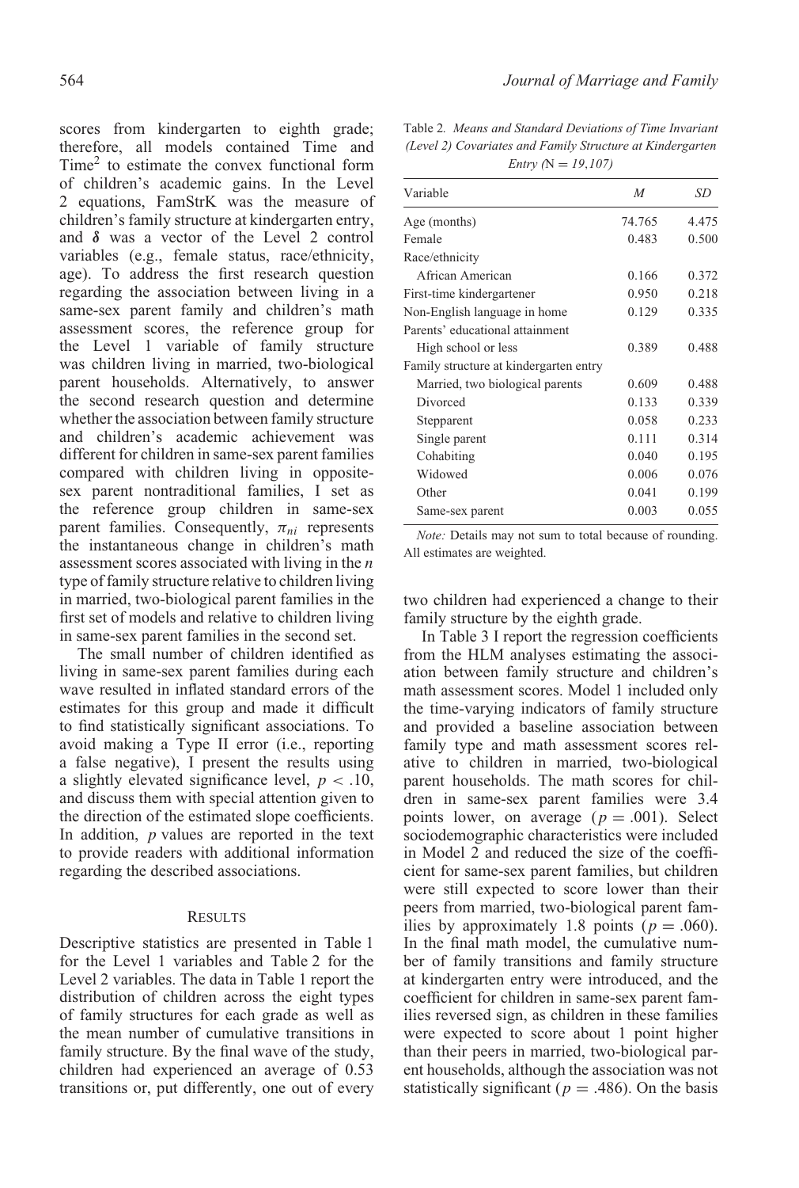scores from kindergarten to eighth grade; therefore, all models contained Time and Time$^2$ to estimate the convex functional form of children's academic gains. In the Level 2 equations, FamStrK was the measure of children's family structure at kindergarten entry, and $\boldsymbol{\delta}$ was a vector of the Level 2 control variables (e.g., female status, race/ethnicity, age). To address the first research question regarding the association between living in a same-sex parent family and children's math assessment scores, the reference group for the Level 1 variable of family structure was children living in married, two-biological parent households. Alternatively, to answer the second research question and determine whether the association between family structure and children's academic achievement was different for children in same-sex parent families compared with children living in opposite-sex parent nontraditional families, I set as the reference group children in same-sex parent families. Consequently, $\pi_{ni}$ represents the instantaneous change in children's math assessment scores associated with living in the $n$ type of family structure relative to children living in married, two-biological parent families in the first set of models and relative to children living in same-sex parent families in the second set.

The small number of children identified as living in same-sex parent families during each wave resulted in inflated standard errors of the estimates for this group and made it difficult to find statistically significant associations. To avoid making a Type II error (i.e., reporting a false negative), I present the results using a slightly elevated significance level, $p < .10$, and discuss them with special attention given to the direction of the estimated slope coefficients. In addition, $p$ values are reported in the text to provide readers with additional information regarding the described associations.

## Results

Descriptive statistics are presented in Table 1 for the Level 1 variables and Table 2 for the Level 2 variables. The data in Table 1 report the distribution of children across the eight types of family structures for each grade as well as the mean number of cumulative transitions in family structure. By the final wave of the study, children had experienced an average of 0.53 transitions or, put differently, one out of every two children had experienced a change to their family structure by the eighth grade.

Table 2. *Means and Standard Deviations of Time Invariant (Level 2) Covariates and Family Structure at Kindergarten Entry (N = 19,107)*

| Variable | *M* | *SD* |
|---|---|---|
| Age (months) | 74.765 | 4.475 |
| Female | 0.483 | 0.500 |
| Race/ethnicity | | |
| African American | 0.166 | 0.372 |
| First-time kindergartener | 0.950 | 0.218 |
| Non-English language in home | 0.129 | 0.335 |
| Parents' educational attainment | | |
| High school or less | 0.389 | 0.488 |
| Family structure at kindergarten entry | | |
| Married, two biological parents | 0.609 | 0.488 |
| Divorced | 0.133 | 0.339 |
| Stepparent | 0.058 | 0.233 |
| Single parent | 0.111 | 0.314 |
| Cohabiting | 0.040 | 0.195 |
| Widowed | 0.006 | 0.076 |
| Other | 0.041 | 0.199 |
| Same-sex parent | 0.003 | 0.055 |

*Note:* Details may not sum to total because of rounding. All estimates are weighted.

In Table 3 I report the regression coefficients from the HLM analyses estimating the association between family structure and children's math assessment scores. Model 1 included only the time-varying indicators of family structure and provided a baseline association between family type and math assessment scores relative to children in married, two-biological parent households. The math scores for children in same-sex parent families were 3.4 points lower, on average ($p = .001$). Select sociodemographic characteristics were included in Model 2 and reduced the size of the coefficient for same-sex parent families, but children were still expected to score lower than their peers from married, two-biological parent families by approximately 1.8 points ($p = .060$). In the final math model, the cumulative number of family transitions and family structure at kindergarten entry were introduced, and the coefficient for children in same-sex parent families reversed sign, as children in these families were expected to score about 1 point higher than their peers in married, two-biological parent households, although the association was not statistically significant ($p = .486$). On the basis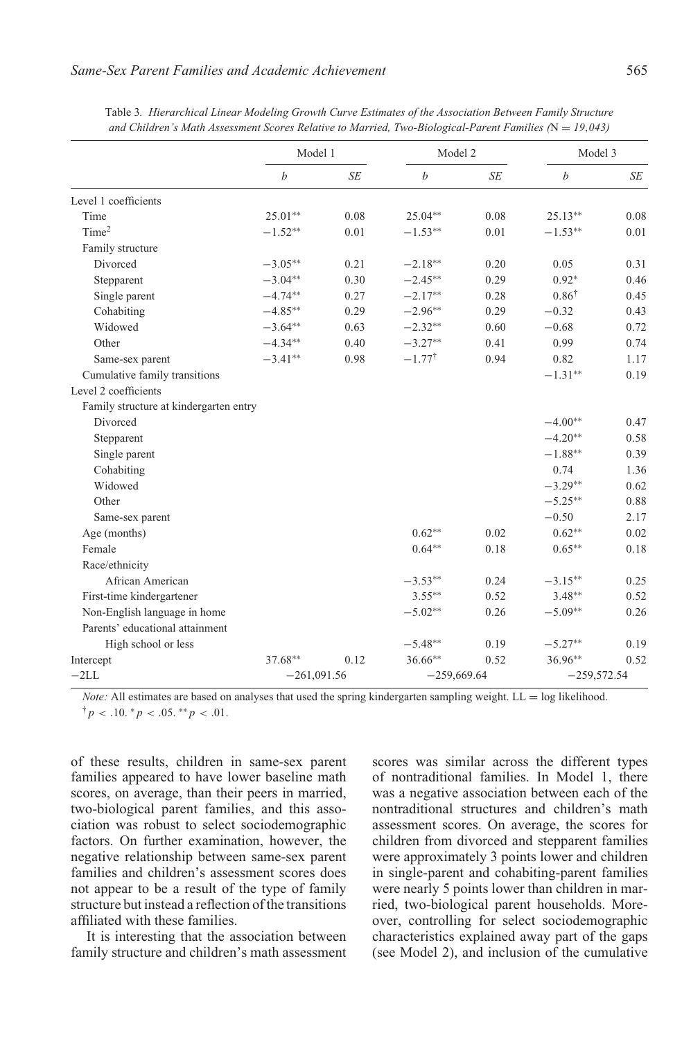Table 3. *Hierarchical Linear Modeling Growth Curve Estimates of the Association Between Family Structure and Children's Math Assessment Scores Relative to Married, Two-Biological-Parent Families (N = 19,043)*

| | Model 1 | | Model 2 | | Model 3 | |
|---|---|---|---|---|---|---|
| | *b* | *SE* | *b* | *SE* | *b* | *SE* |
| Level 1 coefficients | | | | | | |
| Time | 25.01** | 0.08 | 25.04** | 0.08 | 25.13** | 0.08 |
| Time$^2$ | −1.52** | 0.01 | −1.53** | 0.01 | −1.53** | 0.01 |
| Family structure | | | | | | |
| Divorced | −3.05** | 0.21 | −2.18** | 0.20 | 0.05 | 0.31 |
| Stepparent | −3.04** | 0.30 | −2.45** | 0.29 | 0.92* | 0.46 |
| Single parent | −4.74** | 0.27 | −2.17** | 0.28 | 0.86† | 0.45 |
| Cohabiting | −4.85** | 0.29 | −2.96** | 0.29 | −0.32 | 0.43 |
| Widowed | −3.64** | 0.63 | −2.32** | 0.60 | −0.68 | 0.72 |
| Other | −4.34** | 0.40 | −3.27** | 0.41 | 0.99 | 0.74 |
| Same-sex parent | −3.41** | 0.98 | −1.77† | 0.94 | 0.82 | 1.17 |
| Cumulative family transitions | | | | | −1.31** | 0.19 |
| Level 2 coefficients | | | | | | |
| Family structure at kindergarten entry | | | | | | |
| Divorced | | | | | −4.00** | 0.47 |
| Stepparent | | | | | −4.20** | 0.58 |
| Single parent | | | | | −1.88** | 0.39 |
| Cohabiting | | | | | 0.74 | 1.36 |
| Widowed | | | | | −3.29** | 0.62 |
| Other | | | | | −5.25** | 0.88 |
| Same-sex parent | | | | | −0.50 | 2.17 |
| Age (months) | | | 0.62** | 0.02 | 0.62** | 0.02 |
| Female | | | 0.64** | 0.18 | 0.65** | 0.18 |
| Race/ethnicity | | | | | | |
| African American | | | −3.53** | 0.24 | −3.15** | 0.25 |
| First-time kindergartener | | | 3.55** | 0.52 | 3.48** | 0.52 |
| Non-English language in home | | | −5.02** | 0.26 | −5.09** | 0.26 |
| Parents' educational attainment | | | | | | |
| High school or less | | | −5.48** | 0.19 | −5.27** | 0.19 |
| Intercept | 37.68** | 0.12 | 36.66** | 0.52 | 36.96** | 0.52 |
| −2LL | −261,091.56 | | −259,669.64 | | −259,572.54 | |

*Note:* All estimates are based on analyses that used the spring kindergarten sampling weight. LL = log likelihood.
† $p < .10$. * $p < .05$. ** $p < .01$.

of these results, children in same-sex parent families appeared to have lower baseline math scores, on average, than their peers in married, two-biological parent families, and this association was robust to select sociodemographic factors. On further examination, however, the negative relationship between same-sex parent families and children's assessment scores does not appear to be a result of the type of family structure but instead a reflection of the transitions affiliated with these families.

It is interesting that the association between family structure and children's math assessment scores was similar across the different types of nontraditional families. In Model 1, there was a negative association between each of the nontraditional structures and children's math assessment scores. On average, the scores for children from divorced and stepparent families were approximately 3 points lower and children in single-parent and cohabiting-parent families were nearly 5 points lower than children in married, two-biological parent households. Moreover, controlling for select sociodemographic characteristics explained away part of the gaps (see Model 2), and inclusion of the cumulative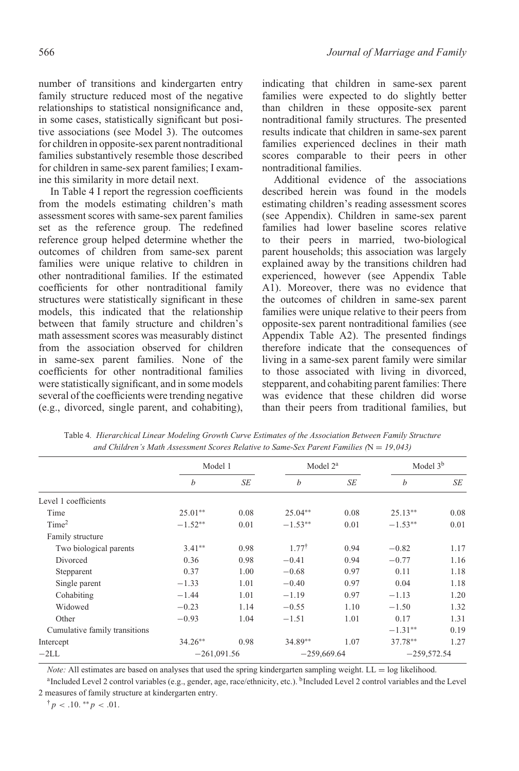number of transitions and kindergarten entry family structure reduced most of the negative relationships to statistical nonsignificance and, in some cases, statistically significant but positive associations (see Model 3). The outcomes for children in opposite-sex parent nontraditional families substantively resemble those described for children in same-sex parent families; I examine this similarity in more detail next.

In Table 4 I report the regression coefficients from the models estimating children's math assessment scores with same-sex parent families set as the reference group. The redefined reference group helped determine whether the outcomes of children from same-sex parent families were unique relative to children in other nontraditional families. If the estimated coefficients for other nontraditional family structures were statistically significant in these models, this indicated that the relationship between that family structure and children's math assessment scores was measurably distinct from the association observed for children in same-sex parent families. None of the coefficients for other nontraditional families were statistically significant, and in some models several of the coefficients were trending negative (e.g., divorced, single parent, and cohabiting), indicating that children in same-sex parent families were expected to do slightly better than children in these opposite-sex parent nontraditional family structures. The presented results indicate that children in same-sex parent families experienced declines in their math scores comparable to their peers in other nontraditional families.

Additional evidence of the associations described herein was found in the models estimating children's reading assessment scores (see Appendix). Children in same-sex parent families had lower baseline scores relative to their peers in married, two-biological parent households; this association was largely explained away by the transitions children had experienced, however (see Appendix Table A1). Moreover, there was no evidence that the outcomes of children in same-sex parent families were unique relative to their peers from opposite-sex parent nontraditional families (see Appendix Table A2). The presented findings therefore indicate that the consequences of living in a same-sex parent family were similar to those associated with living in divorced, stepparent, and cohabiting parent families: There was evidence that these children did worse than their peers from traditional families, but

Table 4. *Hierarchical Linear Modeling Growth Curve Estimates of the Association Between Family Structure and Children's Math Assessment Scores Relative to Same-Sex Parent Families (N = 19,043)*

| | Model 1 | | Model 2[a] | | Model 3[b] | |
|---|---|---|---|---|---|---|
| | *b* | *SE* | *b* | *SE* | *b* | *SE* |
| Level 1 coefficients | | | | | | |
| Time | 25.01** | 0.08 | 25.04** | 0.08 | 25.13** | 0.08 |
| Time$^2$ | −1.52** | 0.01 | −1.53** | 0.01 | −1.53** | 0.01 |
| Family structure | | | | | | |
| Two biological parents | 3.41** | 0.98 | 1.77† | 0.94 | −0.82 | 1.17 |
| Divorced | 0.36 | 0.98 | −0.41 | 0.94 | −0.77 | 1.16 |
| Stepparent | 0.37 | 1.00 | −0.68 | 0.97 | 0.11 | 1.18 |
| Single parent | −1.33 | 1.01 | −0.40 | 0.97 | 0.04 | 1.18 |
| Cohabiting | −1.44 | 1.01 | −1.19 | 0.97 | −1.13 | 1.20 |
| Widowed | −0.23 | 1.14 | −0.55 | 1.10 | −1.50 | 1.32 |
| Other | −0.93 | 1.04 | −1.51 | 1.01 | 0.17 | 1.31 |
| Cumulative family transitions | | | | | −1.31** | 0.19 |
| Intercept | 34.26** | 0.98 | 34.89** | 1.07 | 37.78** | 1.27 |
| −2LL | −261,091.56 | | −259,669.64 | | −259,572.54 | |

*Note:* All estimates are based on analyses that used the spring kindergarten sampling weight. LL = log likelihood.

[a]Included Level 2 control variables (e.g., gender, age, race/ethnicity, etc.). [b]Included Level 2 control variables and the Level 2 measures of family structure at kindergarten entry.

† $p < .10$. ** $p < .01$.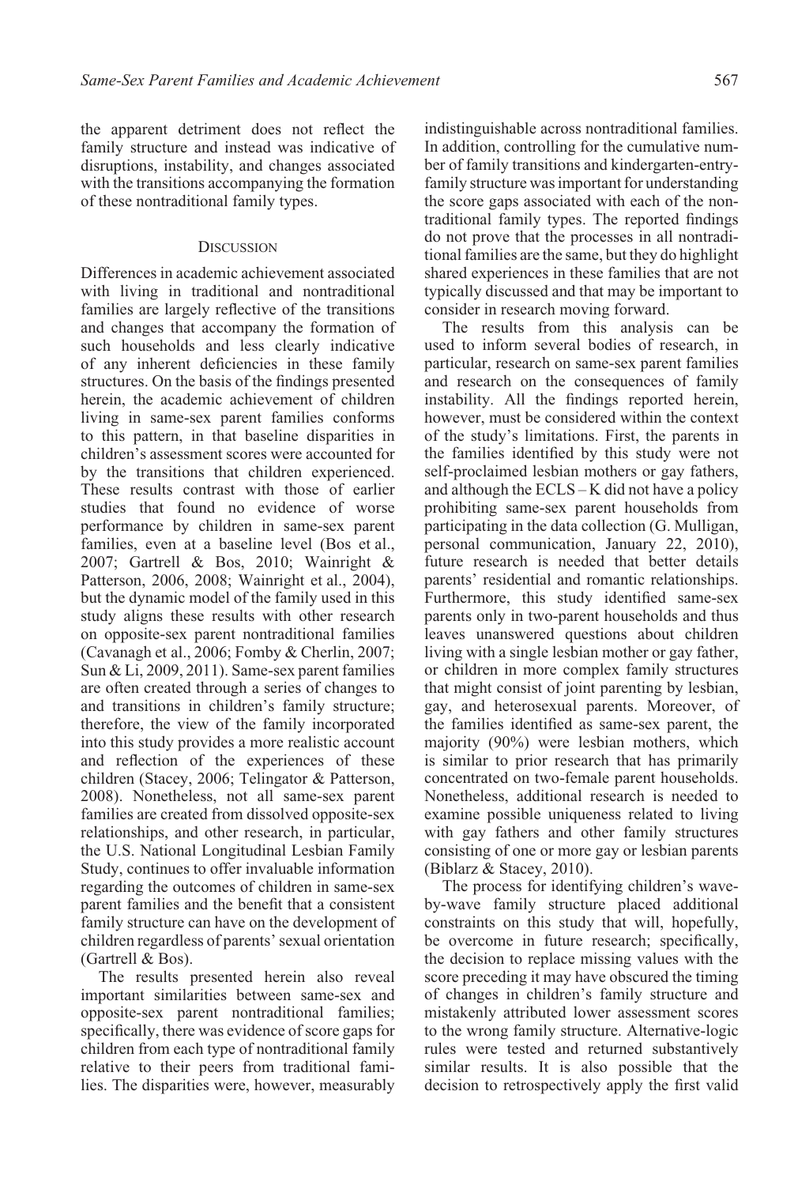the apparent detriment does not reflect the family structure and instead was indicative of disruptions, instability, and changes associated with the transitions accompanying the formation of these nontraditional family types.

## Discussion

Differences in academic achievement associated with living in traditional and nontraditional families are largely reflective of the transitions and changes that accompany the formation of such households and less clearly indicative of any inherent deficiencies in these family structures. On the basis of the findings presented herein, the academic achievement of children living in same-sex parent families conforms to this pattern, in that baseline disparities in children's assessment scores were accounted for by the transitions that children experienced. These results contrast with those of earlier studies that found no evidence of worse performance by children in same-sex parent families, even at a baseline level (Bos et al., 2007; Gartrell & Bos, 2010; Wainright & Patterson, 2006, 2008; Wainright et al., 2004), but the dynamic model of the family used in this study aligns these results with other research on opposite-sex parent nontraditional families (Cavanagh et al., 2006; Fomby & Cherlin, 2007; Sun & Li, 2009, 2011). Same-sex parent families are often created through a series of changes to and transitions in children's family structure; therefore, the view of the family incorporated into this study provides a more realistic account and reflection of the experiences of these children (Stacey, 2006; Telingator & Patterson, 2008). Nonetheless, not all same-sex parent families are created from dissolved opposite-sex relationships, and other research, in particular, the U.S. National Longitudinal Lesbian Family Study, continues to offer invaluable information regarding the outcomes of children in same-sex parent families and the benefit that a consistent family structure can have on the development of children regardless of parents' sexual orientation (Gartrell & Bos).

The results presented herein also reveal important similarities between same-sex and opposite-sex parent nontraditional families; specifically, there was evidence of score gaps for children from each type of nontraditional family relative to their peers from traditional families. The disparities were, however, measurably indistinguishable across nontraditional families. In addition, controlling for the cumulative number of family transitions and kindergarten-entry-family structure was important for understanding the score gaps associated with each of the nontraditional family types. The reported findings do not prove that the processes in all nontraditional families are the same, but they do highlight shared experiences in these families that are not typically discussed and that may be important to consider in research moving forward.

The results from this analysis can be used to inform several bodies of research, in particular, research on same-sex parent families and research on the consequences of family instability. All the findings reported herein, however, must be considered within the context of the study's limitations. First, the parents in the families identified by this study were not self-proclaimed lesbian mothers or gay fathers, and although the ECLS – K did not have a policy prohibiting same-sex parent households from participating in the data collection (G. Mulligan, personal communication, January 22, 2010), future research is needed that better details parents' residential and romantic relationships. Furthermore, this study identified same-sex parents only in two-parent households and thus leaves unanswered questions about children living with a single lesbian mother or gay father, or children in more complex family structures that might consist of joint parenting by lesbian, gay, and heterosexual parents. Moreover, of the families identified as same-sex parent, the majority (90%) were lesbian mothers, which is similar to prior research that has primarily concentrated on two-female parent households. Nonetheless, additional research is needed to examine possible uniqueness related to living with gay fathers and other family structures consisting of one or more gay or lesbian parents (Biblarz & Stacey, 2010).

The process for identifying children's wave-by-wave family structure placed additional constraints on this study that will, hopefully, be overcome in future research; specifically, the decision to replace missing values with the score preceding it may have obscured the timing of changes in children's family structure and mistakenly attributed lower assessment scores to the wrong family structure. Alternative-logic rules were tested and returned substantively similar results. It is also possible that the decision to retrospectively apply the first valid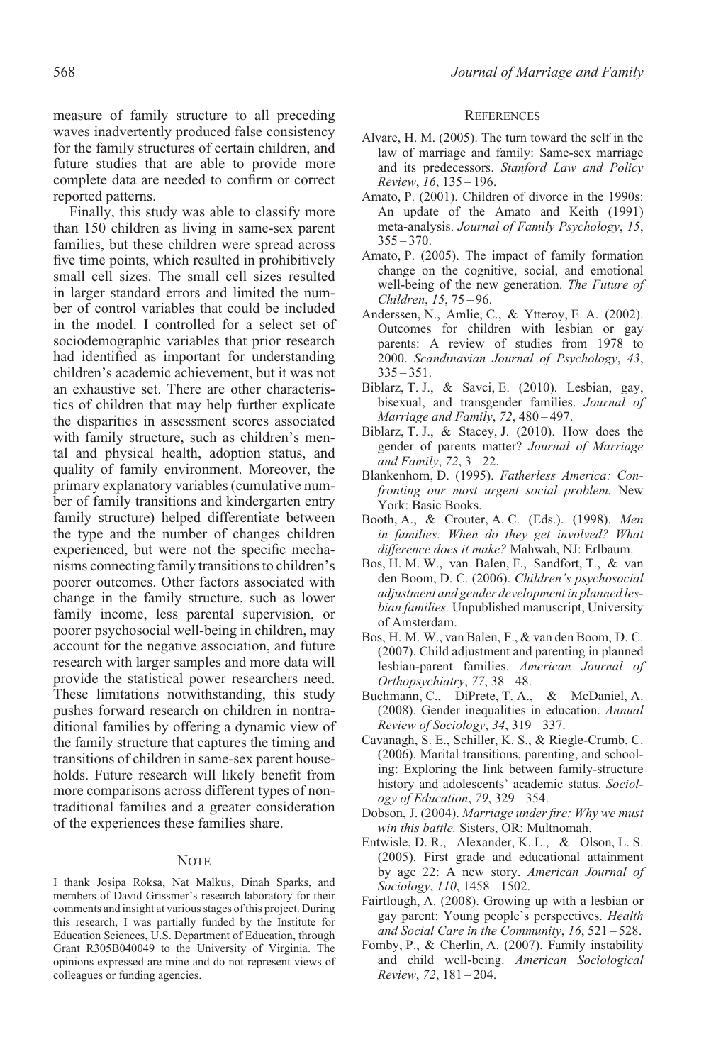measure of family structure to all preceding waves inadvertently produced false consistency for the family structures of certain children, and future studies that are able to provide more complete data are needed to confirm or correct reported patterns.

Finally, this study was able to classify more than 150 children as living in same-sex parent families, but these children were spread across five time points, which resulted in prohibitively small cell sizes. The small cell sizes resulted in larger standard errors and limited the number of control variables that could be included in the model. I controlled for a select set of sociodemographic variables that prior research had identified as important for understanding children's academic achievement, but it was not an exhaustive set. There are other characteristics of children that may help further explicate the disparities in assessment scores associated with family structure, such as children's mental and physical health, adoption status, and quality of family environment. Moreover, the primary explanatory variables (cumulative number of family transitions and kindergarten entry family structure) helped differentiate between the type and the number of changes children experienced, but were not the specific mechanisms connecting family transitions to children's poorer outcomes. Other factors associated with change in the family structure, such as lower family income, less parental supervision, or poorer psychosocial well-being in children, may account for the negative association, and future research with larger samples and more data will provide the statistical power researchers need. These limitations notwithstanding, this study pushes forward research on children in nontraditional families by offering a dynamic view of the family structure that captures the timing and transitions of children in same-sex parent households. Future research will likely benefit from more comparisons across different types of nontraditional families and a greater consideration of the experiences these families share.

## Note

I thank Josipa Roksa, Nat Malkus, Dinah Sparks, and members of David Grissmer's research laboratory for their comments and insight at various stages of this project. During this research, I was partially funded by the Institute for Education Sciences, U.S. Department of Education, through Grant R305B040049 to the University of Virginia. The opinions expressed are mine and do not represent views of colleagues or funding agencies.

## References

Alvare, H. M. (2005). The turn toward the self in the law of marriage and family: Same-sex marriage and its predecessors. *Stanford Law and Policy Review*, *16*, 135 – 196.

Amato, P. (2001). Children of divorce in the 1990s: An update of the Amato and Keith (1991) meta-analysis. *Journal of Family Psychology*, *15*, 355 – 370.

Amato, P. (2005). The impact of family formation change on the cognitive, social, and emotional well-being of the new generation. *The Future of Children*, *15*, 75 – 96.

Anderssen, N., Amlie, C., & Ytteroy, E. A. (2002). Outcomes for children with lesbian or gay parents: A review of studies from 1978 to 2000. *Scandinavian Journal of Psychology*, *43*, 335 – 351.

Biblarz, T. J., & Savci, E. (2010). Lesbian, gay, bisexual, and transgender families. *Journal of Marriage and Family*, *72*, 480 – 497.

Biblarz, T. J., & Stacey, J. (2010). How does the gender of parents matter? *Journal of Marriage and Family*, *72*, 3 – 22.

Blankenhorn, D. (1995). *Fatherless America: Confronting our most urgent social problem.* New York: Basic Books.

Booth, A., & Crouter, A. C. (Eds.). (1998). *Men in families: When do they get involved? What difference does it make?* Mahwah, NJ: Erlbaum.

Bos, H. M. W., van Balen, F., Sandfort, T., & van den Boom, D. C. (2006). *Children's psychosocial adjustment and gender development in planned lesbian families.* Unpublished manuscript, University of Amsterdam.

Bos, H. M. W., van Balen, F., & van den Boom, D. C. (2007). Child adjustment and parenting in planned lesbian-parent families. *American Journal of Orthopsychiatry*, *77*, 38 – 48.

Buchmann, C., DiPrete, T. A., & McDaniel, A. (2008). Gender inequalities in education. *Annual Review of Sociology*, *34*, 319 – 337.

Cavanagh, S. E., Schiller, K. S., & Riegle-Crumb, C. (2006). Marital transitions, parenting, and schooling: Exploring the link between family-structure history and adolescents' academic status. *Sociology of Education*, *79*, 329 – 354.

Dobson, J. (2004). *Marriage under fire: Why we must win this battle.* Sisters, OR: Multnomah.

Entwisle, D. R., Alexander, K. L., & Olson, L. S. (2005). First grade and educational attainment by age 22: A new story. *American Journal of Sociology*, *110*, 1458 – 1502.

Fairtlough, A. (2008). Growing up with a lesbian or gay parent: Young people's perspectives. *Health and Social Care in the Community*, *16*, 521 – 528.

Fomby, P., & Cherlin, A. (2007). Family instability and child well-being. *American Sociological Review*, *72*, 181 – 204.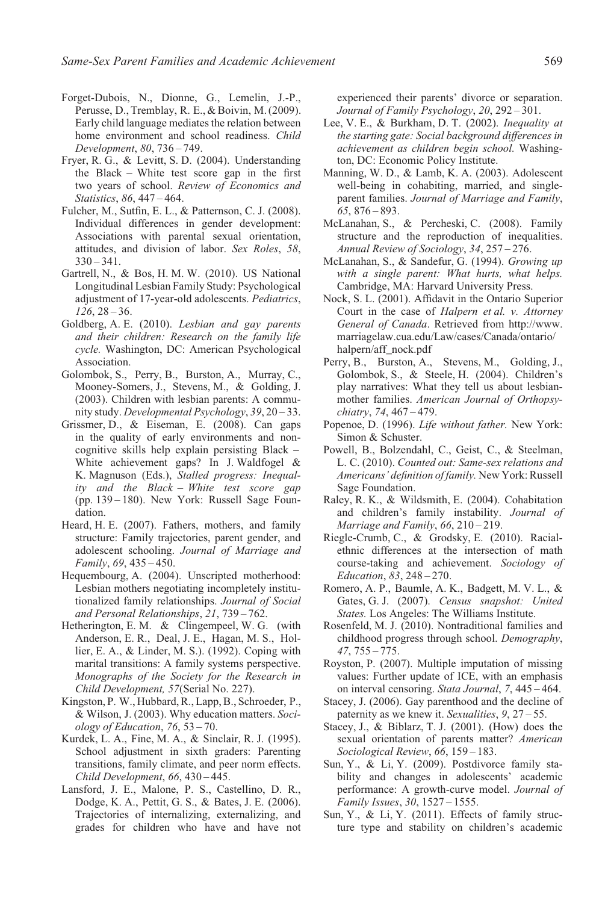Forget-Dubois, N., Dionne, G., Lemelin, J.-P., Perusse, D., Tremblay, R. E., & Boivin, M. (2009). Early child language mediates the relation between home environment and school readiness. *Child Development*, *80*, 736 – 749.

Fryer, R. G., & Levitt, S. D. (2004). Understanding the Black – White test score gap in the first two years of school. *Review of Economics and Statistics*, *86*, 447 – 464.

Fulcher, M., Sutfin, E. L., & Patternson, C. J. (2008). Individual differences in gender development: Associations with parental sexual orientation, attitudes, and division of labor. *Sex Roles*, *58*, 330 – 341.

Gartrell, N., & Bos, H. M. W. (2010). US National Longitudinal Lesbian Family Study: Psychological adjustment of 17-year-old adolescents. *Pediatrics*, *126*, 28 – 36.

Goldberg, A. E. (2010). *Lesbian and gay parents and their children: Research on the family life cycle.* Washington, DC: American Psychological Association.

Golombok, S., Perry, B., Burston, A., Murray, C., Mooney-Somers, J., Stevens, M., & Golding, J. (2003). Children with lesbian parents: A community study. *Developmental Psychology*, *39*, 20 – 33.

Grissmer, D., & Eiseman, E. (2008). Can gaps in the quality of early environments and noncognitive skills help explain persisting Black – White achievement gaps? In J. Waldfogel & K. Magnuson (Eds.), *Stalled progress: Inequality and the Black – White test score gap* (pp. 139 – 180). New York: Russell Sage Foundation.

Heard, H. E. (2007). Fathers, mothers, and family structure: Family trajectories, parent gender, and adolescent schooling. *Journal of Marriage and Family*, *69*, 435 – 450.

Hequembourg, A. (2004). Unscripted motherhood: Lesbian mothers negotiating incompletely institutionalized family relationships. *Journal of Social and Personal Relationships*, *21*, 739 – 762.

Hetherington, E. M. & Clingempeel, W. G. (with Anderson, E. R., Deal, J. E., Hagan, M. S., Hollier, E. A., & Linder, M. S.). (1992). Coping with marital transitions: A family systems perspective. *Monographs of the Society for the Research in Child Development, 57*(Serial No. 227).

Kingston, P. W., Hubbard, R., Lapp, B., Schroeder, P., & Wilson, J. (2003). Why education matters. *Sociology of Education*, *76*, 53 – 70.

Kurdek, L. A., Fine, M. A., & Sinclair, R. J. (1995). School adjustment in sixth graders: Parenting transitions, family climate, and peer norm effects. *Child Development*, *66*, 430 – 445.

Lansford, J. E., Malone, P. S., Castellino, D. R., Dodge, K. A., Pettit, G. S., & Bates, J. E. (2006). Trajectories of internalizing, externalizing, and grades for children who have and have not experienced their parents' divorce or separation. *Journal of Family Psychology*, *20*, 292 – 301.

Lee, V. E., & Burkham, D. T. (2002). *Inequality at the starting gate: Social background differences in achievement as children begin school.* Washington, DC: Economic Policy Institute.

Manning, W. D., & Lamb, K. A. (2003). Adolescent well-being in cohabiting, married, and single-parent families. *Journal of Marriage and Family*, *65*, 876 – 893.

McLanahan, S., & Percheski, C. (2008). Family structure and the reproduction of inequalities. *Annual Review of Sociology*, *34*, 257 – 276.

McLanahan, S., & Sandefur, G. (1994). *Growing up with a single parent: What hurts, what helps.* Cambridge, MA: Harvard University Press.

Nock, S. L. (2001). Affidavit in the Ontario Superior Court in the case of *Halpern et al. v. Attorney General of Canada*. Retrieved from http://www.marriagelaw.cua.edu/Law/cases/Canada/ontario/halpern/aff_nock.pdf

Perry, B., Burston, A., Stevens, M., Golding, J., Golombok, S., & Steele, H. (2004). Children's play narratives: What they tell us about lesbian-mother families. *American Journal of Orthopsychiatry*, *74*, 467 – 479.

Popenoe, D. (1996). *Life without father.* New York: Simon & Schuster.

Powell, B., Bolzendahl, C., Geist, C., & Steelman, L. C. (2010). *Counted out: Same-sex relations and Americans' definition of family.* New York: Russell Sage Foundation.

Raley, R. K., & Wildsmith, E. (2004). Cohabitation and children's family instability. *Journal of Marriage and Family*, *66*, 210 – 219.

Riegle-Crumb, C., & Grodsky, E. (2010). Racial-ethnic differences at the intersection of math course-taking and achievement. *Sociology of Education*, *83*, 248 – 270.

Romero, A. P., Baumle, A. K., Badgett, M. V. L., & Gates, G. J. (2007). *Census snapshot: United States.* Los Angeles: The Williams Institute.

Rosenfeld, M. J. (2010). Nontraditional families and childhood progress through school. *Demography*, *47*, 755 – 775.

Royston, P. (2007). Multiple imputation of missing values: Further update of ICE, with an emphasis on interval censoring. *Stata Journal*, *7*, 445 – 464.

Stacey, J. (2006). Gay parenthood and the decline of paternity as we knew it. *Sexualities*, *9*, 27 – 55.

Stacey, J., & Biblarz, T. J. (2001). (How) does the sexual orientation of parents matter? *American Sociological Review*, *66*, 159 – 183.

Sun, Y., & Li, Y. (2009). Postdivorce family stability and changes in adolescents' academic performance: A growth-curve model. *Journal of Family Issues*, *30*, 1527 – 1555.

Sun, Y., & Li, Y. (2011). Effects of family structure type and stability on children's academic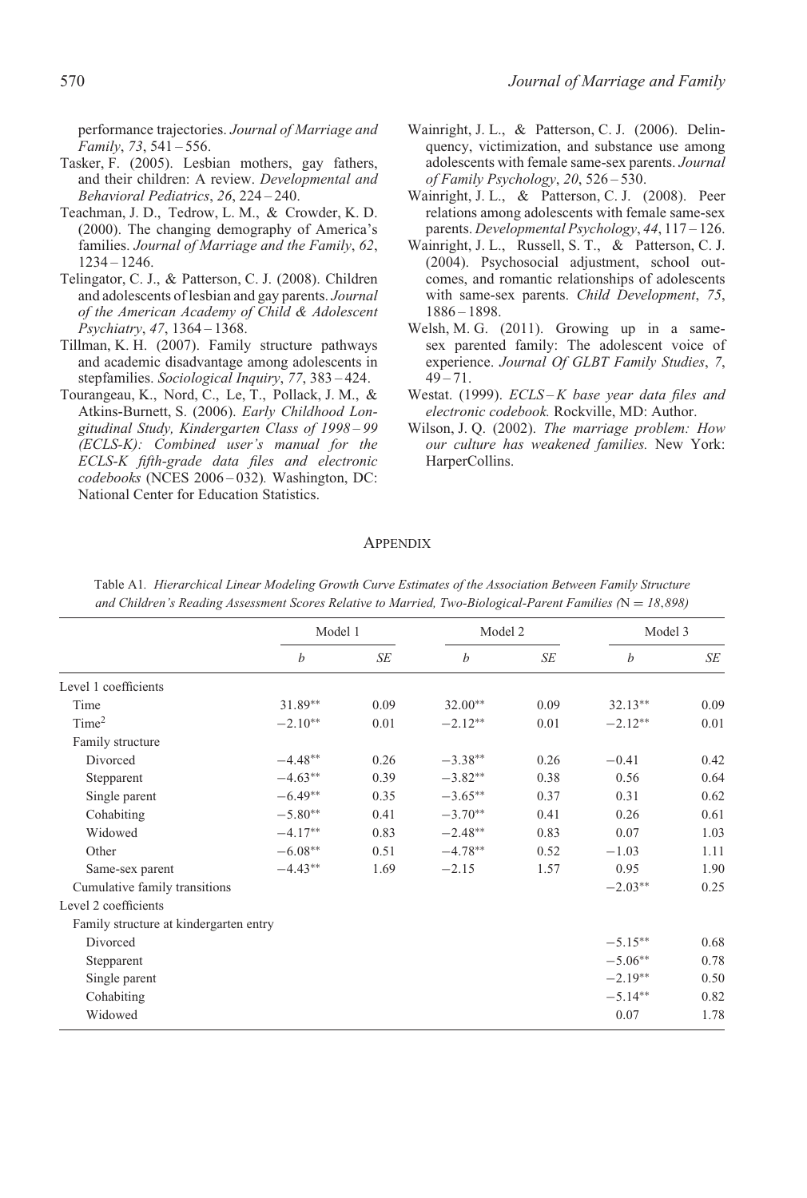performance trajectories. *Journal of Marriage and Family*, *73*, 541 – 556.

Tasker, F. (2005). Lesbian mothers, gay fathers, and their children: A review. *Developmental and Behavioral Pediatrics*, *26*, 224 – 240.

Teachman, J. D., Tedrow, L. M., & Crowder, K. D. (2000). The changing demography of America's families. *Journal of Marriage and the Family*, *62*, 1234 – 1246.

Telingator, C. J., & Patterson, C. J. (2008). Children and adolescents of lesbian and gay parents. *Journal of the American Academy of Child & Adolescent Psychiatry*, *47*, 1364 – 1368.

Tillman, K. H. (2007). Family structure pathways and academic disadvantage among adolescents in stepfamilies. *Sociological Inquiry*, *77*, 383 – 424.

Tourangeau, K., Nord, C., Le, T., Pollack, J. M., & Atkins-Burnett, S. (2006). *Early Childhood Longitudinal Study, Kindergarten Class of 1998 – 99 (ECLS-K): Combined user's manual for the ECLS-K fifth-grade data files and electronic codebooks* (NCES 2006 – 032)*.* Washington, DC: National Center for Education Statistics.

Wainright, J. L., & Patterson, C. J. (2006). Delinquency, victimization, and substance use among adolescents with female same-sex parents. *Journal of Family Psychology*, *20*, 526 – 530.

Wainright, J. L., & Patterson, C. J. (2008). Peer relations among adolescents with female same-sex parents. *Developmental Psychology*, *44*, 117 – 126.

Wainright, J. L., Russell, S. T., & Patterson, C. J. (2004). Psychosocial adjustment, school outcomes, and romantic relationships of adolescents with same-sex parents. *Child Development*, *75*, 1886 – 1898.

Welsh, M. G. (2011). Growing up in a same-sex parented family: The adolescent voice of experience. *Journal Of GLBT Family Studies*, *7*, 49 – 71.

Westat. (1999). *ECLS – K base year data files and electronic codebook.* Rockville, MD: Author.

Wilson, J. Q. (2002). *The marriage problem: How our culture has weakened families.* New York: HarperCollins.

## Appendix

Table A1. *Hierarchical Linear Modeling Growth Curve Estimates of the Association Between Family Structure and Children's Reading Assessment Scores Relative to Married, Two-Biological-Parent Families (*N = *18,898)*

| | Model 1 | | Model 2 | | Model 3 | |
|---|---|---|---|---|---|---|
| | *b* | *SE* | *b* | *SE* | *b* | *SE* |
| Level 1 coefficients | | | | | | |
| Time | 31.89** | 0.09 | 32.00** | 0.09 | 32.13** | 0.09 |
| Time$^2$ | −2.10** | 0.01 | −2.12** | 0.01 | −2.12** | 0.01 |
| Family structure | | | | | | |
| Divorced | −4.48** | 0.26 | −3.38** | 0.26 | −0.41 | 0.42 |
| Stepparent | −4.63** | 0.39 | −3.82** | 0.38 | 0.56 | 0.64 |
| Single parent | −6.49** | 0.35 | −3.65** | 0.37 | 0.31 | 0.62 |
| Cohabiting | −5.80** | 0.41 | −3.70** | 0.41 | 0.26 | 0.61 |
| Widowed | −4.17** | 0.83 | −2.48** | 0.83 | 0.07 | 1.03 |
| Other | −6.08** | 0.51 | −4.78** | 0.52 | −1.03 | 1.11 |
| Same-sex parent | −4.43** | 1.69 | −2.15 | 1.57 | 0.95 | 1.90 |
| Cumulative family transitions | | | | | −2.03** | 0.25 |
| Level 2 coefficients | | | | | | |
| Family structure at kindergarten entry | | | | | | |
| Divorced | | | | | −5.15** | 0.68 |
| Stepparent | | | | | −5.06** | 0.78 |
| Single parent | | | | | −2.19** | 0.50 |
| Cohabiting | | | | | −5.14** | 0.82 |
| Widowed | | | | | 0.07 | 1.78 |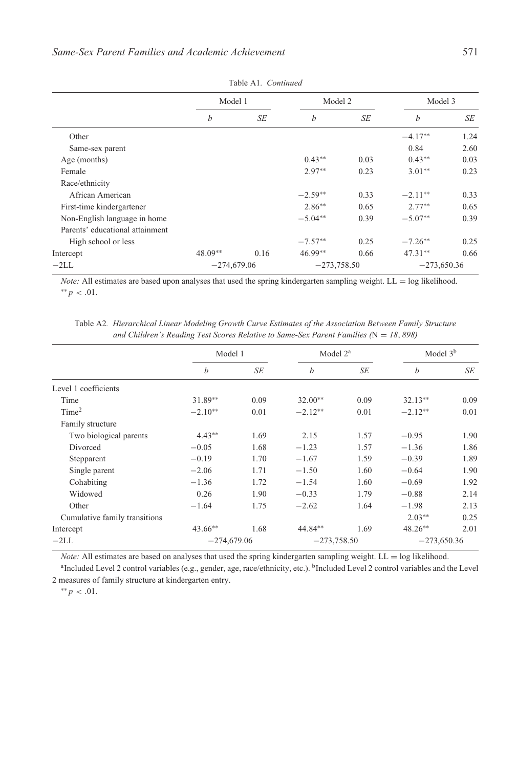Table A1. *Continued*

| | Model 1 | | Model 2 | | Model 3 | |
|---|---|---|---|---|---|---|
| | *b* | *SE* | *b* | *SE* | *b* | *SE* |
| Other | | | | | −4.17** | 1.24 |
| Same-sex parent | | | | | 0.84 | 2.60 |
| Age (months) | | | 0.43** | 0.03 | 0.43** | 0.03 |
| Female | | | 2.97** | 0.23 | 3.01** | 0.23 |
| Race/ethnicity | | | | | | |
| African American | | | −2.59** | 0.33 | −2.11** | 0.33 |
| First-time kindergartener | | | 2.86** | 0.65 | 2.77** | 0.65 |
| Non-English language in home | | | −5.04** | 0.39 | −5.07** | 0.39 |
| Parents' educational attainment | | | | | | |
| High school or less | | | −7.57** | 0.25 | −7.26** | 0.25 |
| Intercept | 48.09** | 0.16 | 46.99** | 0.66 | 47.31** | 0.66 |
| −2LL | −274,679.06 | | −273,758.50 | | −273,650.36 | |

*Note:* All estimates are based upon analyses that used the spring kindergarten sampling weight. LL = log likelihood.
** $p < .01$.

Table A2. *Hierarchical Linear Modeling Growth Curve Estimates of the Association Between Family Structure and Children's Reading Test Scores Relative to Same-Sex Parent Families (*N *= 18, 898)*

| | Model 1 | | Model 2[a] | | Model 3[b] | |
|---|---|---|---|---|---|---|
| | *b* | *SE* | *b* | *SE* | *b* | *SE* |
| Level 1 coefficients | | | | | | |
| Time | 31.89** | 0.09 | 32.00** | 0.09 | 32.13** | 0.09 |
| Time$^2$ | −2.10** | 0.01 | −2.12** | 0.01 | −2.12** | 0.01 |
| Family structure | | | | | | |
| Two biological parents | 4.43** | 1.69 | 2.15 | 1.57 | −0.95 | 1.90 |
| Divorced | −0.05 | 1.68 | −1.23 | 1.57 | −1.36 | 1.86 |
| Stepparent | −0.19 | 1.70 | −1.67 | 1.59 | −0.39 | 1.89 |
| Single parent | −2.06 | 1.71 | −1.50 | 1.60 | −0.64 | 1.90 |
| Cohabiting | −1.36 | 1.72 | −1.54 | 1.60 | −0.69 | 1.92 |
| Widowed | 0.26 | 1.90 | −0.33 | 1.79 | −0.88 | 2.14 |
| Other | −1.64 | 1.75 | −2.62 | 1.64 | −1.98 | 2.13 |
| Cumulative family transitions | | | | | 2.03** | 0.25 |
| Intercept | 43.66** | 1.68 | 44.84** | 1.69 | 48.26** | 2.01 |
| −2LL | −274,679.06 | | −273,758.50 | | −273,650.36 | |

*Note:* All estimates are based on analyses that used the spring kindergarten sampling weight. LL = log likelihood.
[a]Included Level 2 control variables (e.g., gender, age, race/ethnicity, etc.). [b]Included Level 2 control variables and the Level 2 measures of family structure at kindergarten entry.
** $p < .01$.